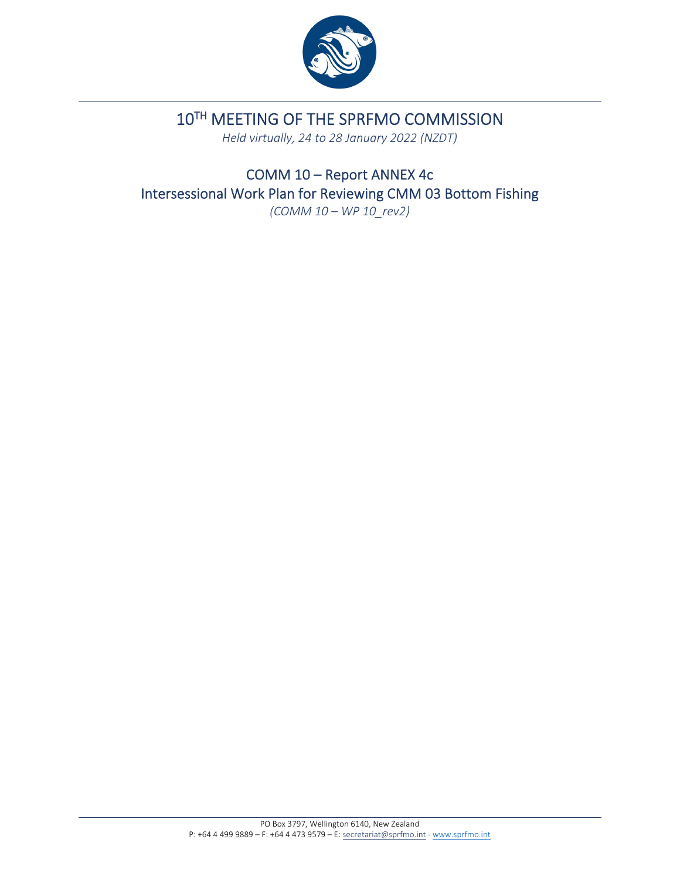# 10[TH] MEETING OF THE SPRFMO COMMISSION

*Held virtually, 24 to 28 January 2022 (NZDT)*

## COMM 10 – Report ANNEX 4c
## Intersessional Work Plan for Reviewing CMM 03 Bottom Fishing

*(COMM 10 – WP 10_rev2)*

PO Box 3797, Wellington 6140, New Zealand
P: +64 4 499 9889 – F: +64 4 473 9579 – E: secretariat@sprfmo.int - www.sprfmo.int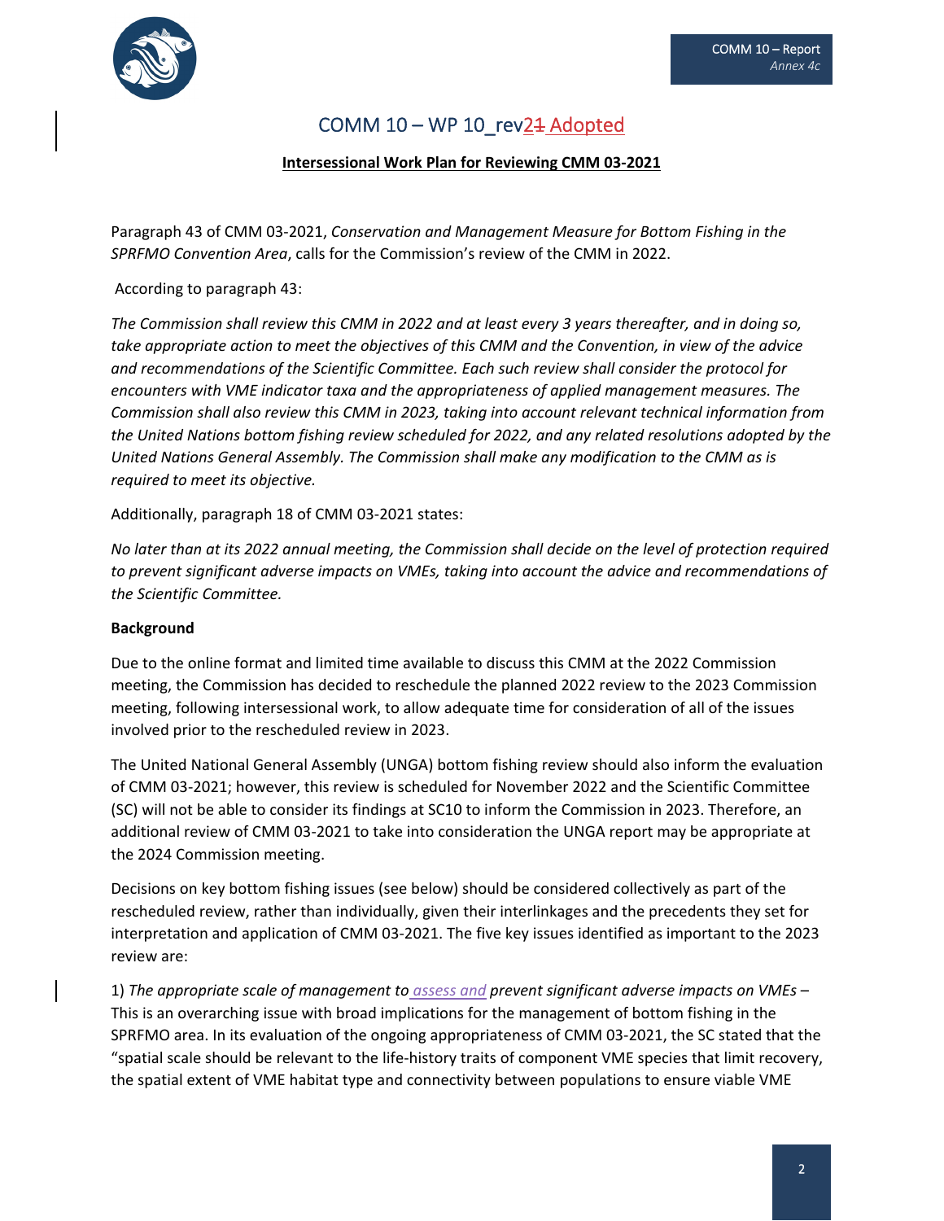# COMM 10 – WP 10_rev~~1~~2 Adopted

**Intersessional Work Plan for Reviewing CMM 03-2021**

Paragraph 43 of CMM 03-2021, *Conservation and Management Measure for Bottom Fishing in the SPRFMO Convention Area*, calls for the Commission's review of the CMM in 2022.

According to paragraph 43:

*The Commission shall review this CMM in 2022 and at least every 3 years thereafter, and in doing so, take appropriate action to meet the objectives of this CMM and the Convention, in view of the advice and recommendations of the Scientific Committee. Each such review shall consider the protocol for encounters with VME indicator taxa and the appropriateness of applied management measures. The Commission shall also review this CMM in 2023, taking into account relevant technical information from the United Nations bottom fishing review scheduled for 2022, and any related resolutions adopted by the United Nations General Assembly. The Commission shall make any modification to the CMM as is required to meet its objective.*

Additionally, paragraph 18 of CMM 03-2021 states:

*No later than at its 2022 annual meeting, the Commission shall decide on the level of protection required to prevent significant adverse impacts on VMEs, taking into account the advice and recommendations of the Scientific Committee.*

**Background**

Due to the online format and limited time available to discuss this CMM at the 2022 Commission meeting, the Commission has decided to reschedule the planned 2022 review to the 2023 Commission meeting, following intersessional work, to allow adequate time for consideration of all of the issues involved prior to the rescheduled review in 2023.

The United National General Assembly (UNGA) bottom fishing review should also inform the evaluation of CMM 03-2021; however, this review is scheduled for November 2022 and the Scientific Committee (SC) will not be able to consider its findings at SC10 to inform the Commission in 2023. Therefore, an additional review of CMM 03-2021 to take into consideration the UNGA report may be appropriate at the 2024 Commission meeting.

Decisions on key bottom fishing issues (see below) should be considered collectively as part of the rescheduled review, rather than individually, given their interlinkages and the precedents they set for interpretation and application of CMM 03-2021. The five key issues identified as important to the 2023 review are:

1) *The appropriate scale of management to assess and prevent significant adverse impacts on VMEs* – This is an overarching issue with broad implications for the management of bottom fishing in the SPRFMO area. In its evaluation of the ongoing appropriateness of CMM 03-2021, the SC stated that the "spatial scale should be relevant to the life-history traits of component VME species that limit recovery, the spatial extent of VME habitat type and connectivity between populations to ensure viable VME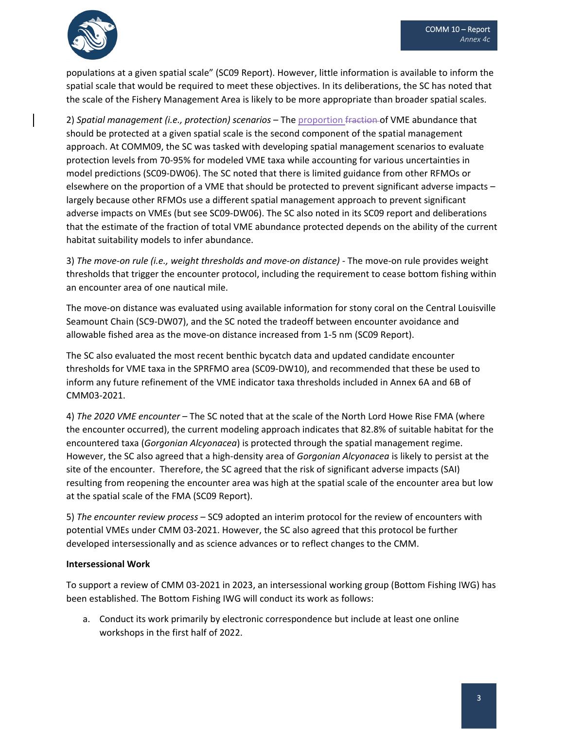populations at a given spatial scale" (SC09 Report). However, little information is available to inform the spatial scale that would be required to meet these objectives. In its deliberations, the SC has noted that the scale of the Fishery Management Area is likely to be more appropriate than broader spatial scales.

2) *Spatial management (i.e., protection) scenarios* – The proportion ~~fraction~~ of VME abundance that should be protected at a given spatial scale is the second component of the spatial management approach. At COMM09, the SC was tasked with developing spatial management scenarios to evaluate protection levels from 70-95% for modeled VME taxa while accounting for various uncertainties in model predictions (SC09-DW06). The SC noted that there is limited guidance from other RFMOs or elsewhere on the proportion of a VME that should be protected to prevent significant adverse impacts – largely because other RFMOs use a different spatial management approach to prevent significant adverse impacts on VMEs (but see SC09-DW06). The SC also noted in its SC09 report and deliberations that the estimate of the fraction of total VME abundance protected depends on the ability of the current habitat suitability models to infer abundance.

3) *The move-on rule (i.e., weight thresholds and move-on distance)* - The move-on rule provides weight thresholds that trigger the encounter protocol, including the requirement to cease bottom fishing within an encounter area of one nautical mile.

The move-on distance was evaluated using available information for stony coral on the Central Louisville Seamount Chain (SC9-DW07), and the SC noted the tradeoff between encounter avoidance and allowable fished area as the move-on distance increased from 1-5 nm (SC09 Report).

The SC also evaluated the most recent benthic bycatch data and updated candidate encounter thresholds for VME taxa in the SPRFMO area (SC09-DW10), and recommended that these be used to inform any future refinement of the VME indicator taxa thresholds included in Annex 6A and 6B of CMM03-2021.

4) *The 2020 VME encounter* – The SC noted that at the scale of the North Lord Howe Rise FMA (where the encounter occurred), the current modeling approach indicates that 82.8% of suitable habitat for the encountered taxa (*Gorgonian Alcyonacea*) is protected through the spatial management regime. However, the SC also agreed that a high-density area of *Gorgonian Alcyonacea* is likely to persist at the site of the encounter. Therefore, the SC agreed that the risk of significant adverse impacts (SAI) resulting from reopening the encounter area was high at the spatial scale of the encounter area but low at the spatial scale of the FMA (SC09 Report).

5) *The encounter review process* – SC9 adopted an interim protocol for the review of encounters with potential VMEs under CMM 03-2021. However, the SC also agreed that this protocol be further developed intersessionally and as science advances or to reflect changes to the CMM.

**Intersessional Work**

To support a review of CMM 03-2021 in 2023, an intersessional working group (Bottom Fishing IWG) has been established. The Bottom Fishing IWG will conduct its work as follows:

a. Conduct its work primarily by electronic correspondence but include at least one online workshops in the first half of 2022.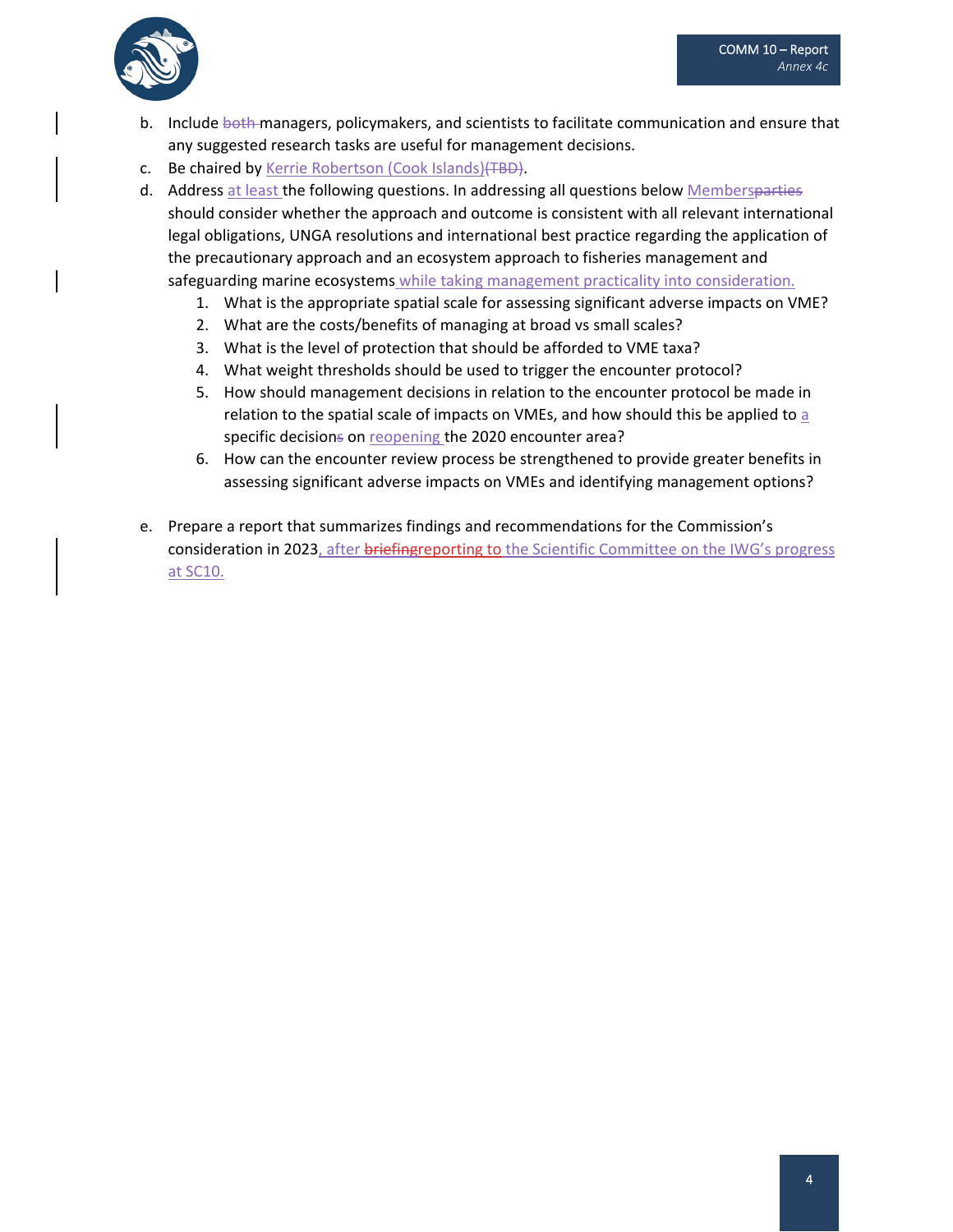b. Include ~~both~~ managers, policymakers, and scientists to facilitate communication and ensure that any suggested research tasks are useful for management decisions.

c. Be chaired by Kerrie Robertson (Cook Islands)~~(TBD)~~.

d. Address at least the following questions. In addressing all questions below Members~~parties~~ should consider whether the approach and outcome is consistent with all relevant international legal obligations, UNGA resolutions and international best practice regarding the application of the precautionary approach and an ecosystem approach to fisheries management and safeguarding marine ecosystems while taking management practicality into consideration.

   1. What is the appropriate spatial scale for assessing significant adverse impacts on VME?
   2. What are the costs/benefits of managing at broad vs small scales?
   3. What is the level of protection that should be afforded to VME taxa?
   4. What weight thresholds should be used to trigger the encounter protocol?
   5. How should management decisions in relation to the encounter protocol be made in relation to the spatial scale of impacts on VMEs, and how should this be applied to a specific decision~~s~~ on reopening the 2020 encounter area?
   6. How can the encounter review process be strengthened to provide greater benefits in assessing significant adverse impacts on VMEs and identifying management options?

e. Prepare a report that summarizes findings and recommendations for the Commission's consideration in 2023, after ~~briefing~~reporting to the Scientific Committee on the IWG's progress at SC10.